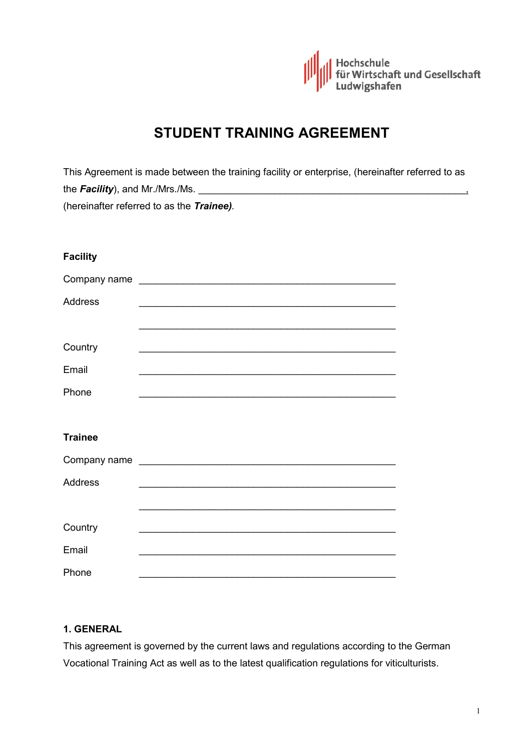Hochschule
für Wirtschaft und Gesellschaft
Ludwigshafen

# STUDENT TRAINING AGREEMENT

This Agreement is made between the training facility or enterprise, (hereinafter referred to as the ***Facility***), and Mr./Mrs./Ms. ____________________________________________________, (hereinafter referred to as the ***Trainee)***.

**Facility**

Company name ______________________________________________

Address ______________________________________________

______________________________________________

Country ______________________________________________

Email ______________________________________________

Phone ______________________________________________

**Trainee**

Company name ______________________________________________

Address ______________________________________________

______________________________________________

Country ______________________________________________

Email ______________________________________________

Phone ______________________________________________

**1. GENERAL**

This agreement is governed by the current laws and regulations according to the German Vocational Training Act as well as to the latest qualification regulations for viticulturists.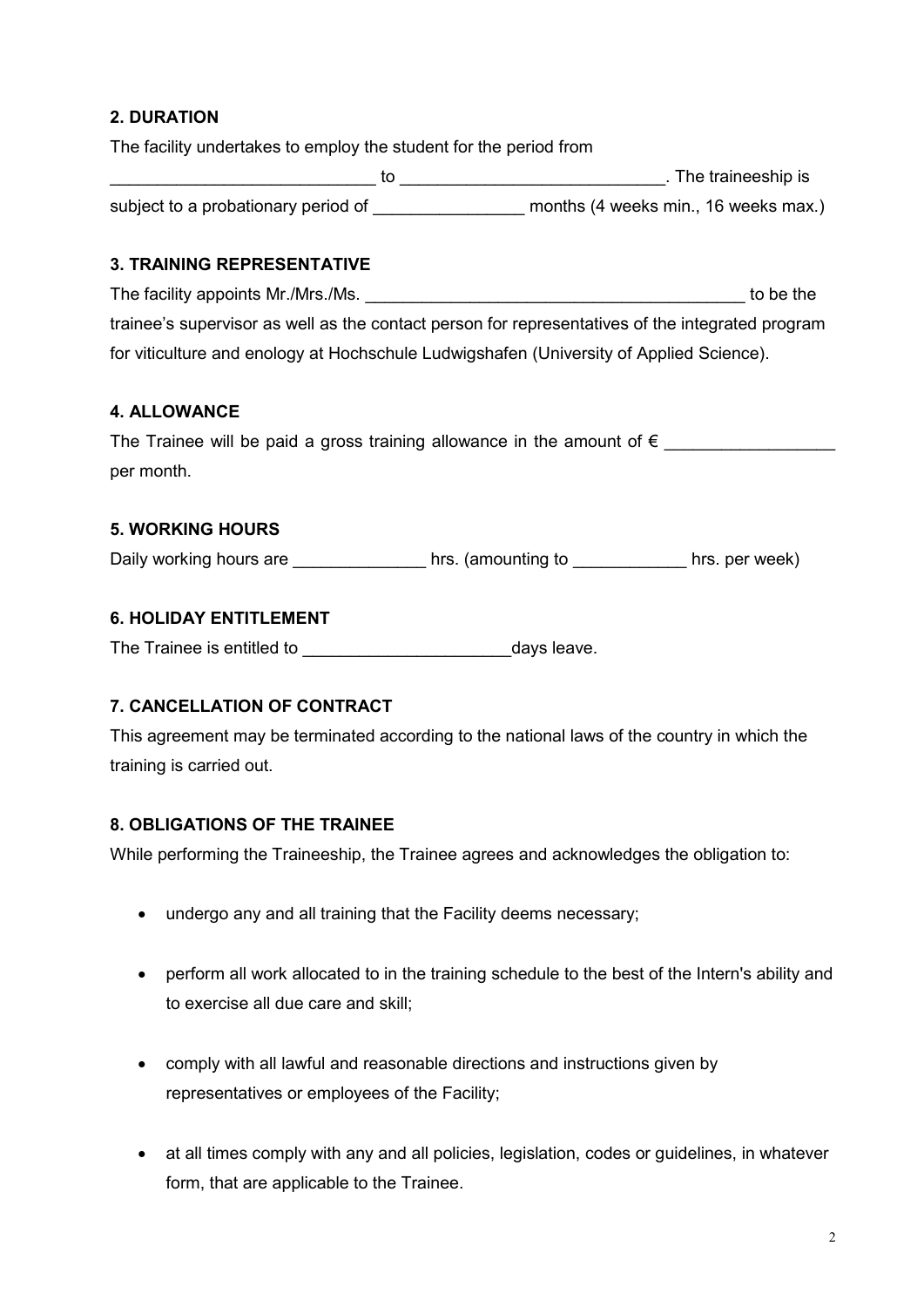## 2. DURATION

The facility undertakes to employ the student for the period from ____________________________ to ____________________________. The traineeship is subject to a probationary period of ________________ months (4 weeks min., 16 weeks max.)

## 3. TRAINING REPRESENTATIVE

The facility appoints Mr./Mrs./Ms. ________________________________________ to be the trainee's supervisor as well as the contact person for representatives of the integrated program for viticulture and enology at Hochschule Ludwigshafen (University of Applied Science).

## 4. ALLOWANCE

The Trainee will be paid a gross training allowance in the amount of € __________________ per month.

## 5. WORKING HOURS

Daily working hours are ______________ hrs. (amounting to ____________ hrs. per week)

## 6. HOLIDAY ENTITLEMENT

The Trainee is entitled to ______________________days leave.

## 7. CANCELLATION OF CONTRACT

This agreement may be terminated according to the national laws of the country in which the training is carried out.

## 8. OBLIGATIONS OF THE TRAINEE

While performing the Traineeship, the Trainee agrees and acknowledges the obligation to:

- undergo any and all training that the Facility deems necessary;
- perform all work allocated to in the training schedule to the best of the Intern's ability and to exercise all due care and skill;
- comply with all lawful and reasonable directions and instructions given by representatives or employees of the Facility;
- at all times comply with any and all policies, legislation, codes or guidelines, in whatever form, that are applicable to the Trainee.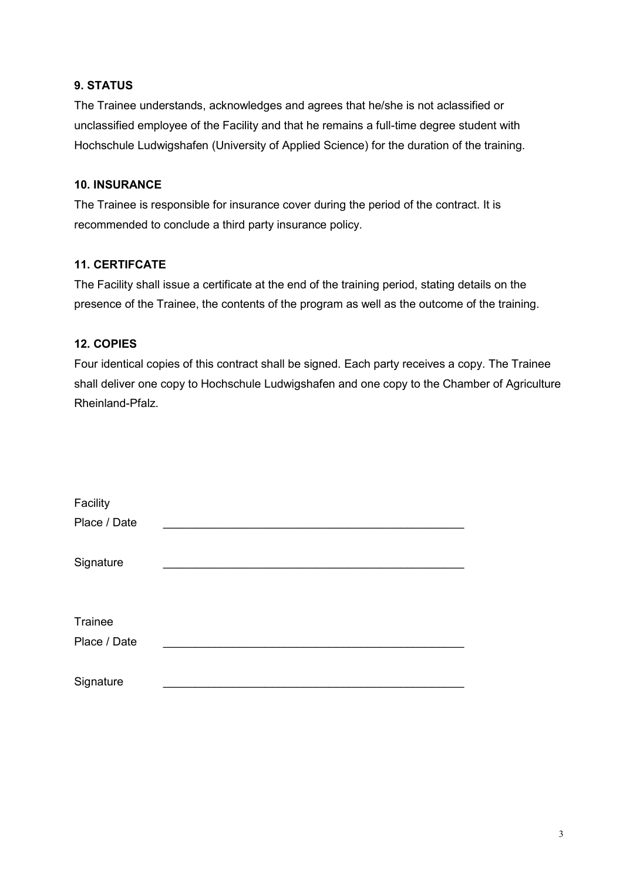**9. STATUS**

The Trainee understands, acknowledges and agrees that he/she is not aclassified or unclassified employee of the Facility and that he remains a full-time degree student with Hochschule Ludwigshafen (University of Applied Science) for the duration of the training.

**10. INSURANCE**

The Trainee is responsible for insurance cover during the period of the contract. It is recommended to conclude a third party insurance policy.

**11. CERTIFCATE**

The Facility shall issue a certificate at the end of the training period, stating details on the presence of the Trainee, the contents of the program as well as the outcome of the training.

**12. COPIES**

Four identical copies of this contract shall be signed. Each party receives a copy. The Trainee shall deliver one copy to Hochschule Ludwigshafen and one copy to the Chamber of Agriculture Rheinland-Pfalz.

Facility

Place / Date \_\_\_\_\_\_\_\_\_\_\_\_\_\_\_\_\_\_\_\_\_\_\_\_\_\_\_\_\_\_\_\_\_\_\_\_\_\_\_\_\_\_\_\_\_\_\_\_

Signature \_\_\_\_\_\_\_\_\_\_\_\_\_\_\_\_\_\_\_\_\_\_\_\_\_\_\_\_\_\_\_\_\_\_\_\_\_\_\_\_\_\_\_\_\_\_\_\_

Trainee

Place / Date \_\_\_\_\_\_\_\_\_\_\_\_\_\_\_\_\_\_\_\_\_\_\_\_\_\_\_\_\_\_\_\_\_\_\_\_\_\_\_\_\_\_\_\_\_\_\_\_

Signature \_\_\_\_\_\_\_\_\_\_\_\_\_\_\_\_\_\_\_\_\_\_\_\_\_\_\_\_\_\_\_\_\_\_\_\_\_\_\_\_\_\_\_\_\_\_\_\_